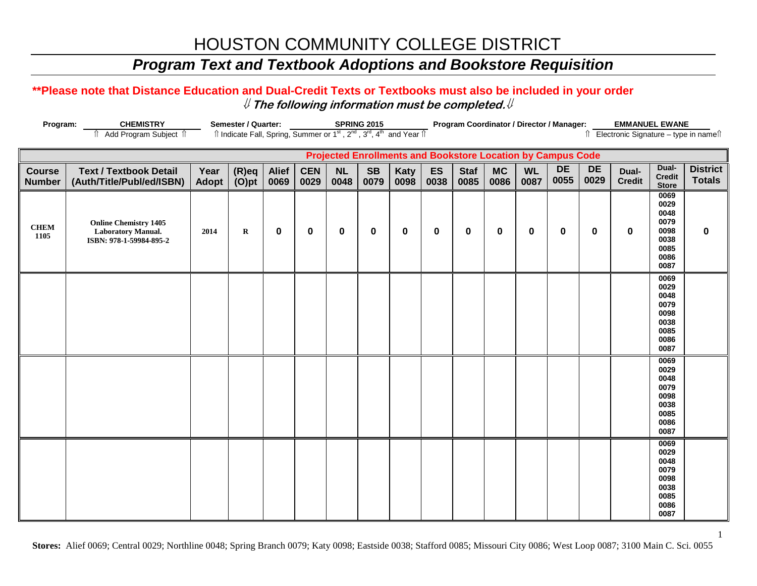# HOUSTON COMMUNITY COLLEGE DISTRICT

## *Program Text and Textbook Adoptions and Bookstore Requisition*

**\*\*Please note that Distance Education and Dual-Credit Texts or Textbooks must also be included in your order**

***⇓ The following information must be completed.⇓***

**Program:** CHEMISTRY — ⇑ Add Program Subject ⇑

**Semester / Quarter:** SPRING 2015 — ⇑ Indicate Fall, Spring, Summer or 1st, 2nd, 3rd, 4th and Year ⇑

**Program Coordinator / Director / Manager:** EMMANUEL EWANE — ⇑ Electronic Signature – type in name⇑

| Course Number | Text / Textbook Detail (Auth/Title/Publ/ed/ISBN) | Year Adopt | (R)eq (O)pt | Alief 0069 | CEN 0029 | NL 0048 | SB 0079 | Katy 0098 | ES 0038 | Staf 0085 | MC 0086 | WL 0087 | DE 0055 | DE 0029 | Dual-Credit | Dual-Credit Store | District Totals |
|---|---|---|---|---|---|---|---|---|---|---|---|---|---|---|---|---|---|
| | | | | **Projected Enrollments and Bookstore Location by Campus Code** | | | | | | | | | | | | | |
| CHEM 1105 | Online Chemistry 1405 Laboratory Manual. ISBN: 978-1-59984-895-2 | 2014 | R | 0 | 0 | 0 | 0 | 0 | 0 | 0 | 0 | 0 | 0 | 0 | 0 | 0069 0029 0048 0079 0098 0038 0085 0086 0087 | 0 |
| | | | | | | | | | | | | | | | | 0069 0029 0048 0079 0098 0038 0085 0086 0087 | |
| | | | | | | | | | | | | | | | | 0069 0029 0048 0079 0098 0038 0085 0086 0087 | |
| | | | | | | | | | | | | | | | | 0069 0029 0048 0079 0098 0038 0085 0086 0087 | |

**Stores:** Alief 0069; Central 0029; Northline 0048; Spring Branch 0079; Katy 0098; Eastside 0038; Stafford 0085; Missouri City 0086; West Loop 0087; 3100 Main C. Sci. 0055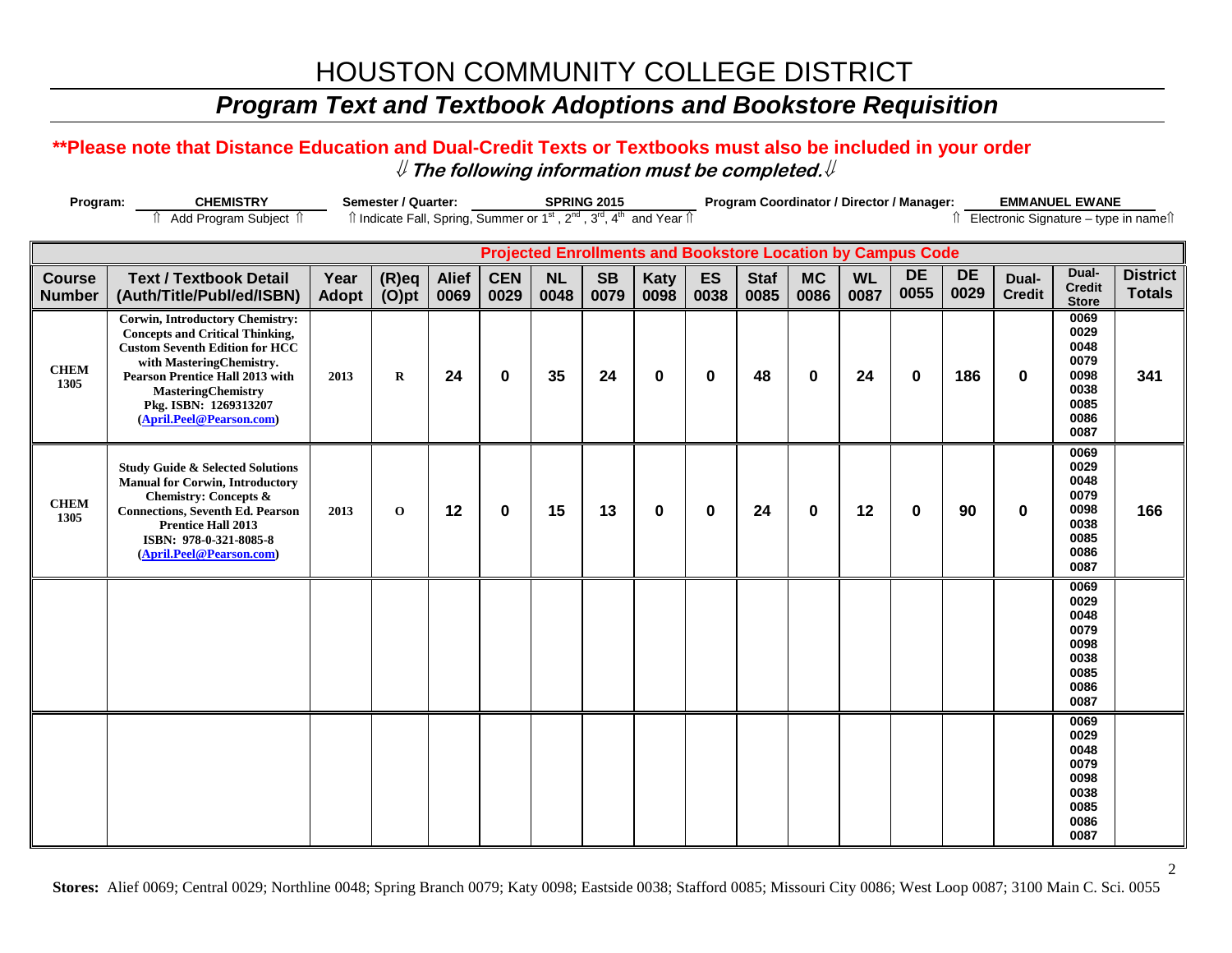# HOUSTON COMMUNITY COLLEGE DISTRICT

## *Program Text and Textbook Adoptions and Bookstore Requisition*

**\*\*Please note that Distance Education and Dual-Credit Texts or Textbooks must also be included in your order**

⇓ ***The following information must be completed.*** ⇓

**Program:** CHEMISTRY — ⇑ Add Program Subject ⇑

**Semester / Quarter:** SPRING 2015 — ⇑ Indicate Fall, Spring, Summer or 1st, 2nd, 3rd, 4th and Year ⇑

**Program Coordinator / Director / Manager:** EMMANUEL EWANE — ⇑ Electronic Signature – type in name⇑

| | | | | Projected Enrollments and Bookstore Location by Campus Code | | | | | | | | | | | | |
|---|---|---|---|---|---|---|---|---|---|---|---|---|---|---|---|---|
| **Course Number** | **Text / Textbook Detail (Auth/Title/Publ/ed/ISBN)** | **Year Adopt** | **(R)eq (O)pt** | **Alief 0069** | **CEN 0029** | **NL 0048** | **SB 0079** | **Katy 0098** | **ES 0038** | **Staf 0085** | **MC 0086** | **WL 0087** | **DE 0055** | **DE 0029** | **Dual-Credit** | **Dual-Credit Store** | **District Totals** |
| **CHEM 1305** | **Corwin, Introductory Chemistry: Concepts and Critical Thinking, Custom Seventh Edition for HCC with MasteringChemistry. Pearson Prentice Hall 2013 with MasteringChemistry Pkg. ISBN: 1269313207 (April.Peel@Pearson.com)** | 2013 | R | 24 | 0 | 35 | 24 | 0 | 0 | 48 | 0 | 24 | 0 | 186 | 0 | 0069 0029 0048 0079 0098 0038 0085 0086 0087 | 341 |
| **CHEM 1305** | **Study Guide & Selected Solutions Manual for Corwin, Introductory Chemistry: Concepts & Connections, Seventh Ed. Pearson Prentice Hall 2013 ISBN: 978-0-321-8085-8 (April.Peel@Pearson.com)** | 2013 | O | 12 | 0 | 15 | 13 | 0 | 0 | 24 | 0 | 12 | 0 | 90 | 0 | 0069 0029 0048 0079 0098 0038 0085 0086 0087 | 166 |
| | | | | | | | | | | | | | | | | 0069 0029 0048 0079 0098 0038 0085 0086 0087 | |
| | | | | | | | | | | | | | | | | 0069 0029 0048 0079 0098 0038 0085 0086 0087 | |

**Stores:** Alief 0069; Central 0029; Northline 0048; Spring Branch 0079; Katy 0098; Eastside 0038; Stafford 0085; Missouri City 0086; West Loop 0087; 3100 Main C. Sci. 0055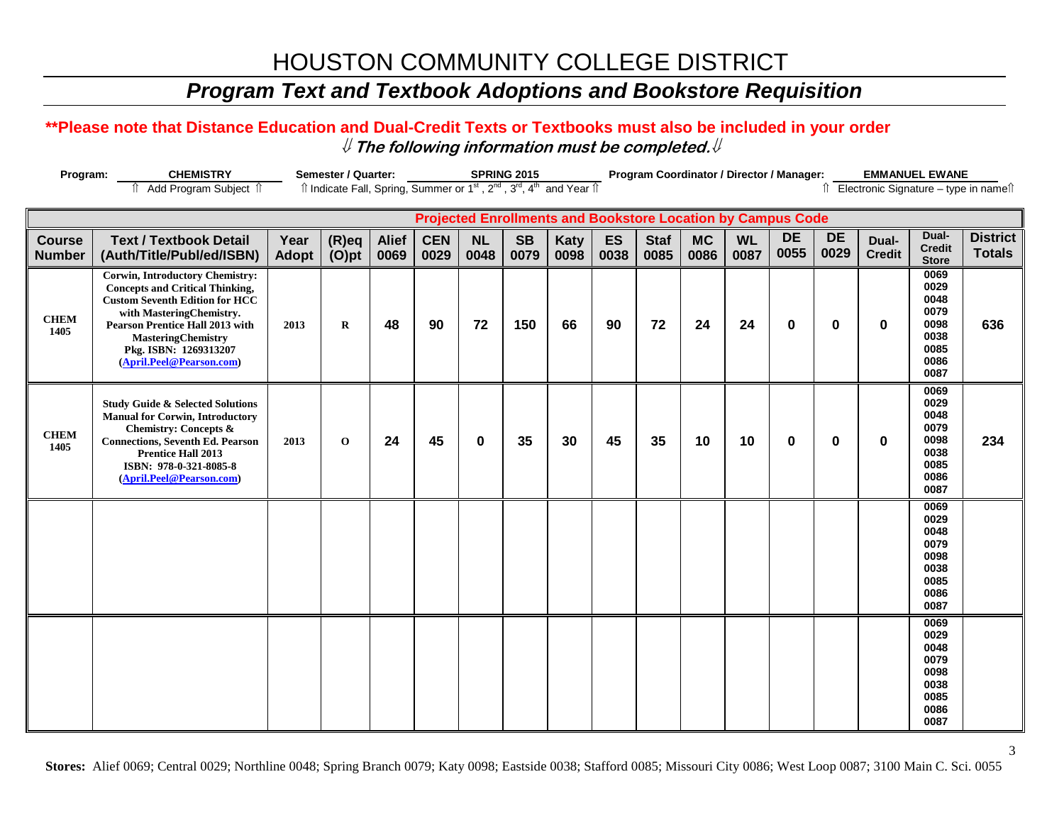# HOUSTON COMMUNITY COLLEGE DISTRICT

## *Program Text and Textbook Adoptions and Bookstore Requisition*

**\*\*Please note that Distance Education and Dual-Credit Texts or Textbooks must also be included in your order**

***⇓ The following information must be completed.⇓***

**Program:** CHEMISTRY — ⇑ Add Program Subject ⇑ **Semester / Quarter:** SPRING 2015 — ⇑ Indicate Fall, Spring, Summer or 1st, 2nd, 3rd, 4th and Year ⇑ **Program Coordinator / Director / Manager:** EMMANUEL EWANE — ⇑ Electronic Signature – type in name⇑

| | | | | Projected Enrollments and Bookstore Location by Campus Code | | | | | | | | | | | | | |
|---|---|---|---|---|---|---|---|---|---|---|---|---|---|---|---|---|---|
| **Course Number** | **Text / Textbook Detail (Auth/Title/Publ/ed/ISBN)** | **Year Adopt** | **(R)eq (O)pt** | **Alief 0069** | **CEN 0029** | **NL 0048** | **SB 0079** | **Katy 0098** | **ES 0038** | **Staf 0085** | **MC 0086** | **WL 0087** | **DE 0055** | **DE 0029** | **Dual-Credit** | **Dual-Credit Store** | **District Totals** |
| CHEM 1405 | Corwin, Introductory Chemistry: Concepts and Critical Thinking, Custom Seventh Edition for HCC with MasteringChemistry. Pearson Prentice Hall 2013 with MasteringChemistry Pkg. ISBN: 1269313207 (April.Peel@Pearson.com) | 2013 | R | 48 | 90 | 72 | 150 | 66 | 90 | 72 | 24 | 24 | 0 | 0 | 0 | 0069 0029 0048 0079 0098 0038 0085 0086 0087 | 636 |
| CHEM 1405 | Study Guide & Selected Solutions Manual for Corwin, Introductory Chemistry: Concepts & Connections, Seventh Ed. Pearson Prentice Hall 2013 ISBN: 978-0-321-8085-8 (April.Peel@Pearson.com) | 2013 | O | 24 | 45 | 0 | 35 | 30 | 45 | 35 | 10 | 10 | 0 | 0 | 0 | 0069 0029 0048 0079 0098 0038 0085 0086 0087 | 234 |
| | | | | | | | | | | | | | | | | 0069 0029 0048 0079 0098 0038 0085 0086 0087 | |
| | | | | | | | | | | | | | | | | 0069 0029 0048 0079 0098 0038 0085 0086 0087 | |

**Stores:** Alief 0069; Central 0029; Northline 0048; Spring Branch 0079; Katy 0098; Eastside 0038; Stafford 0085; Missouri City 0086; West Loop 0087; 3100 Main C. Sci. 0055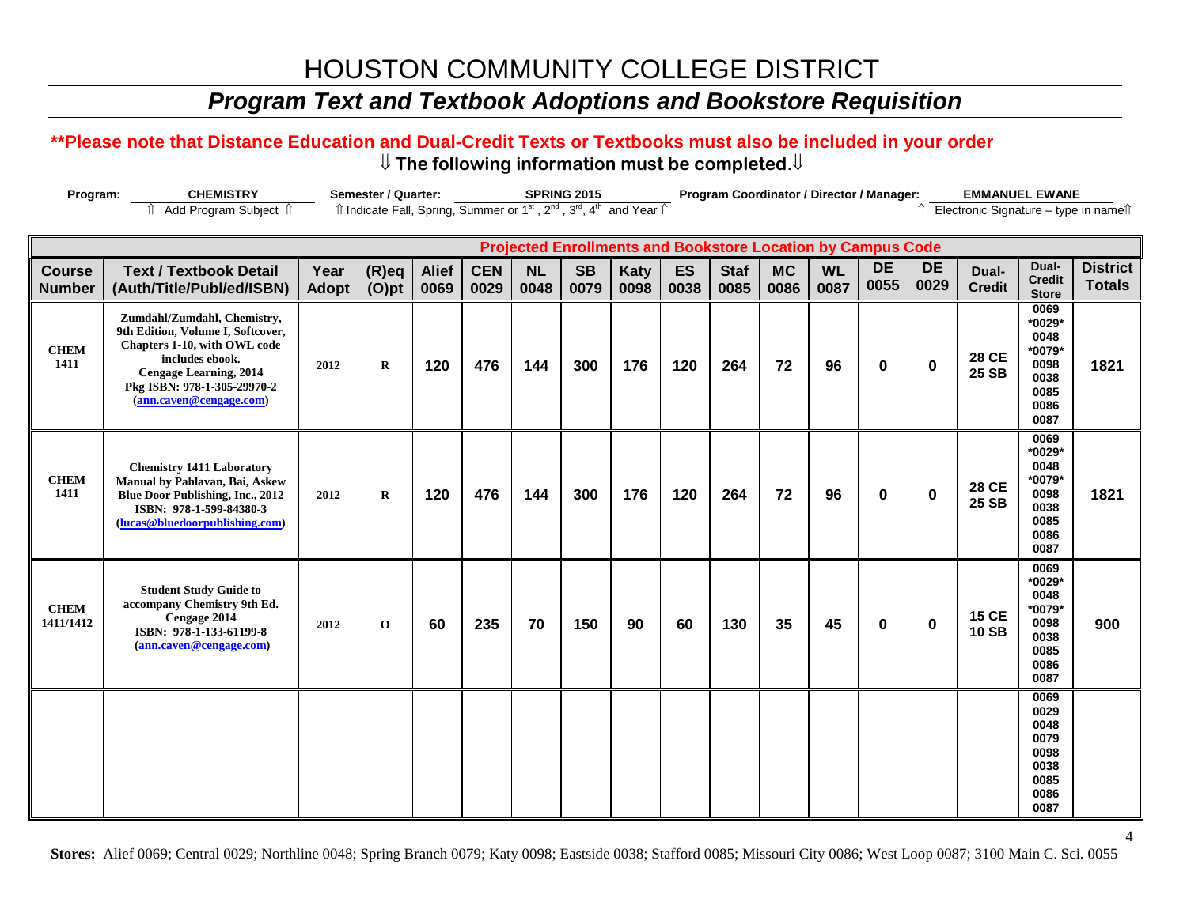# HOUSTON COMMUNITY COLLEGE DISTRICT

## *Program Text and Textbook Adoptions and Bookstore Requisition*

**\*\*Please note that Distance Education and Dual-Credit Texts or Textbooks must also be included in your order**

**⇓ The following information must be completed.⇓**

**Program:** CHEMISTRY **Semester / Quarter:** SPRING 2015 **Program Coordinator / Director / Manager:** EMMANUEL EWANE

⇑ Add Program Subject ⇑ ⇑ Indicate Fall, Spring, Summer or 1st, 2nd, 3rd, 4th and Year ⇑ ⇑ Electronic Signature – type in name⇑

| Projected Enrollments and Bookstore Location by Campus Code | | | | | | | | | | | | | | | | | |
|---|---|---|---|---|---|---|---|---|---|---|---|---|---|---|---|---|---|
| Course Number | Text / Textbook Detail (Auth/Title/Publ/ed/ISBN) | Year Adopt | (R)eq (O)pt | Alief 0069 | CEN 0029 | NL 0048 | SB 0079 | Katy 0098 | ES 0038 | Staf 0085 | MC 0086 | WL 0087 | DE 0055 | DE 0029 | Dual-Credit | Dual-Credit Store | District Totals |
| CHEM 1411 | Zumdahl/Zumdahl, Chemistry, 9th Edition, Volume I, Softcover, Chapters 1-10, with OWL code includes ebook. Cengage Learning, 2014 Pkg ISBN: 978-1-305-29970-2 (ann.caven@cengage.com) | 2012 | R | 120 | 476 | 144 | 300 | 176 | 120 | 264 | 72 | 96 | 0 | 0 | 28 CE 25 SB | 0069 *0029* 0048 *0079* 0098 0038 0085 0086 0087 | 1821 |
| CHEM 1411 | Chemistry 1411 Laboratory Manual by Pahlavan, Bai, Askew Blue Door Publishing, Inc., 2012 ISBN: 978-1-599-84380-3 (lucas@bluedoorpublishing.com) | 2012 | R | 120 | 476 | 144 | 300 | 176 | 120 | 264 | 72 | 96 | 0 | 0 | 28 CE 25 SB | 0069 *0029* 0048 *0079* 0098 0038 0085 0086 0087 | 1821 |
| CHEM 1411/1412 | Student Study Guide to accompany Chemistry 9th Ed. Cengage 2014 ISBN: 978-1-133-61199-8 (ann.caven@cengage.com) | 2012 | O | 60 | 235 | 70 | 150 | 90 | 60 | 130 | 35 | 45 | 0 | 0 | 15 CE 10 SB | 0069 *0029* 0048 *0079* 0098 0038 0085 0086 0087 | 900 |
| | | | | | | | | | | | | | | | | 0069 0029 0048 0079 0098 0038 0085 0086 0087 | |

**Stores:** Alief 0069; Central 0029; Northline 0048; Spring Branch 0079; Katy 0098; Eastside 0038; Stafford 0085; Missouri City 0086; West Loop 0087; 3100 Main C. Sci. 0055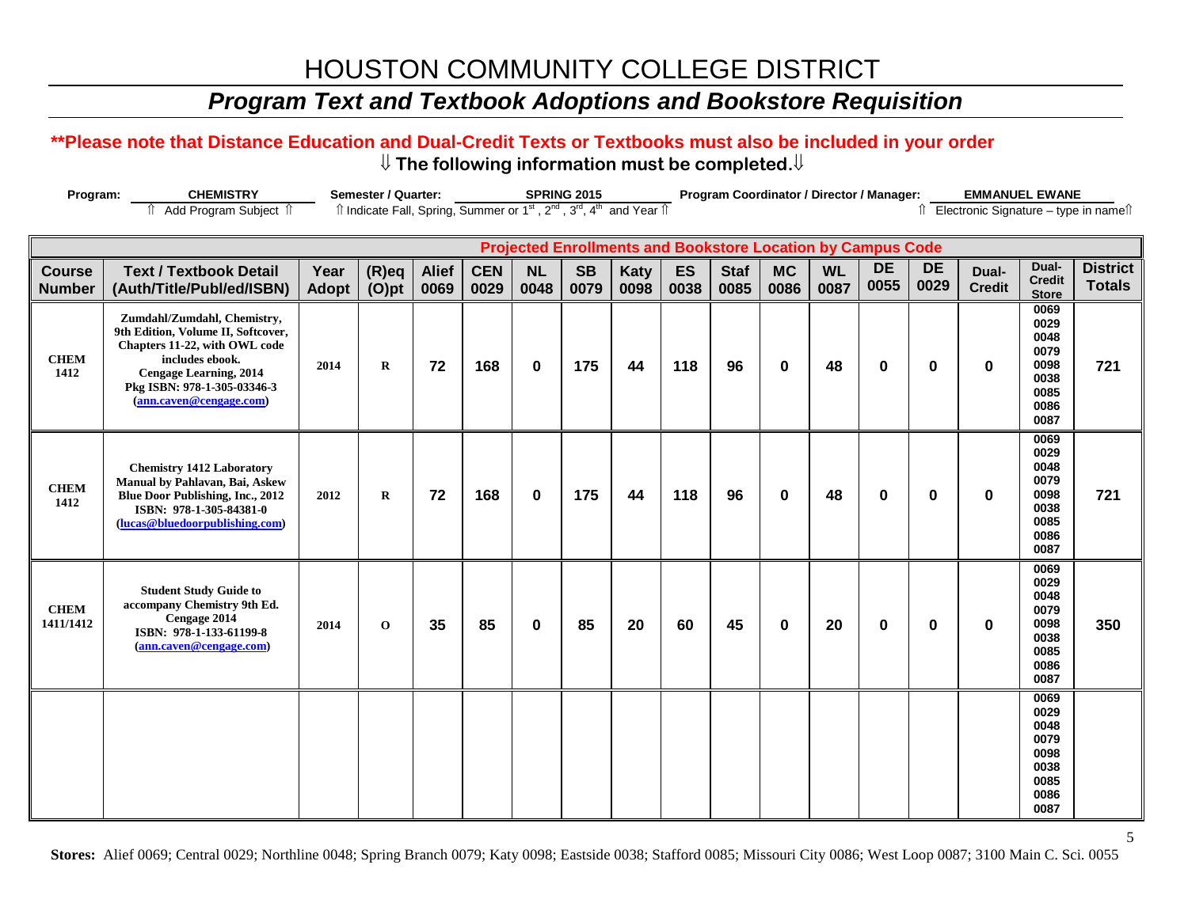# HOUSTON COMMUNITY COLLEGE DISTRICT

## *Program Text and Textbook Adoptions and Bookstore Requisition*

**\*\*Please note that Distance Education and Dual-Credit Texts or Textbooks must also be included in your order**

**⇓ The following information must be completed.⇓**

**Program:** CHEMISTRY — ⇑ Add Program Subject ⇑

**Semester / Quarter:** SPRING 2015 — ⇑ Indicate Fall, Spring, Summer or 1st, 2nd, 3rd, 4th and Year ⇑

**Program Coordinator / Director / Manager:** EMMANUEL EWANE — ⇑ Electronic Signature – type in name⇑

| | | | | Projected Enrollments and Bookstore Location by Campus Code | | | | | | | | | | | | | |
|---|---|---|---|---|---|---|---|---|---|---|---|---|---|---|---|---|---|
| **Course Number** | **Text / Textbook Detail (Auth/Title/Publ/ed/ISBN)** | **Year Adopt** | **(R)eq (O)pt** | **Alief 0069** | **CEN 0029** | **NL 0048** | **SB 0079** | **Katy 0098** | **ES 0038** | **Staf 0085** | **MC 0086** | **WL 0087** | **DE 0055** | **DE 0029** | **Dual-Credit** | **Dual-Credit Store** | **District Totals** |
| CHEM 1412 | Zumdahl/Zumdahl, Chemistry, 9th Edition, Volume II, Softcover, Chapters 11-22, with OWL code includes ebook. Cengage Learning, 2014 Pkg ISBN: 978-1-305-03346-3 (ann.caven@cengage.com) | 2014 | R | 72 | 168 | 0 | 175 | 44 | 118 | 96 | 0 | 48 | 0 | 0 | 0 | 0069 0029 0048 0079 0098 0038 0085 0086 0087 | 721 |
| CHEM 1412 | Chemistry 1412 Laboratory Manual by Pahlavan, Bai, Askew Blue Door Publishing, Inc., 2012 ISBN: 978-1-305-84381-0 (lucas@bluedoorpublishing.com) | 2012 | R | 72 | 168 | 0 | 175 | 44 | 118 | 96 | 0 | 48 | 0 | 0 | 0 | 0069 0029 0048 0079 0098 0038 0085 0086 0087 | 721 |
| CHEM 1411/1412 | Student Study Guide to accompany Chemistry 9th Ed. Cengage 2014 ISBN: 978-1-133-61199-8 (ann.caven@cengage.com) | 2014 | O | 35 | 85 | 0 | 85 | 20 | 60 | 45 | 0 | 20 | 0 | 0 | 0 | 0069 0029 0048 0079 0098 0038 0085 0086 0087 | 350 |
| | | | | | | | | | | | | | | | | 0069 0029 0048 0079 0098 0038 0085 0086 0087 | |

**Stores:** Alief 0069; Central 0029; Northline 0048; Spring Branch 0079; Katy 0098; Eastside 0038; Stafford 0085; Missouri City 0086; West Loop 0087; 3100 Main C. Sci. 0055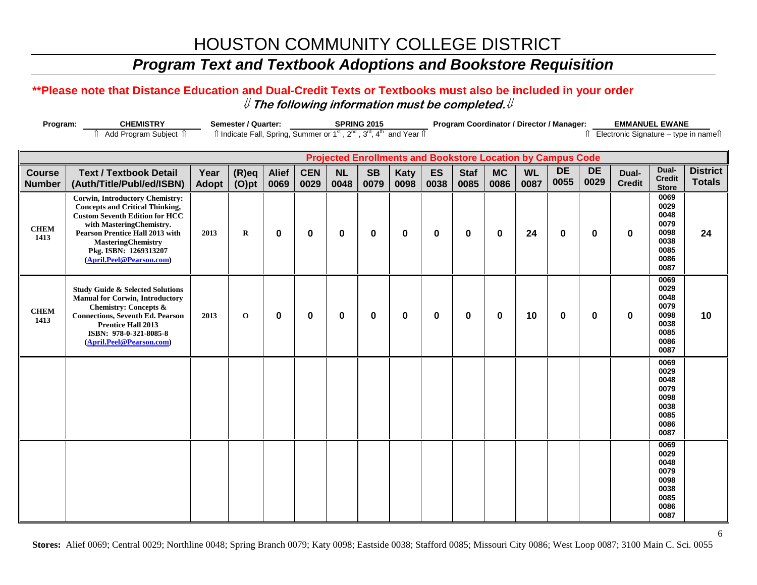# HOUSTON COMMUNITY COLLEGE DISTRICT

## *Program Text and Textbook Adoptions and Bookstore Requisition*

**\*\*Please note that Distance Education and Dual-Credit Texts or Textbooks must also be included in your order**

***⇓ The following information must be completed.⇓***

**Program:** CHEMISTRY — ⇑ Add Program Subject ⇑
**Semester / Quarter:** SPRING 2015 — ⇑ Indicate Fall, Spring, Summer or 1st, 2nd, 3rd, 4th and Year ⇑
**Program Coordinator / Director / Manager:** EMMANUEL EWANE — ⇑ Electronic Signature – type in name⇑

| | | | | Projected Enrollments and Bookstore Location by Campus Code | | | | | | | | | | | | | |
|---|---|---|---|---|---|---|---|---|---|---|---|---|---|---|---|---|---|
| **Course Number** | **Text / Textbook Detail (Auth/Title/Publ/ed/ISBN)** | **Year Adopt** | **(R)eq (O)pt** | **Alief 0069** | **CEN 0029** | **NL 0048** | **SB 0079** | **Katy 0098** | **ES 0038** | **Staf 0085** | **MC 0086** | **WL 0087** | **DE 0055** | **DE 0029** | **Dual-Credit** | **Dual-Credit Store** | **District Totals** |
| CHEM 1413 | Corwin, Introductory Chemistry: Concepts and Critical Thinking, Custom Seventh Edition for HCC with MasteringChemistry. Pearson Prentice Hall 2013 with MasteringChemistry Pkg. ISBN: 1269313207 (April.Peel@Pearson.com) | 2013 | R | 0 | 0 | 0 | 0 | 0 | 0 | 0 | 0 | 24 | 0 | 0 | 0 | 0069 0029 0048 0079 0098 0038 0085 0086 0087 | 24 |
| CHEM 1413 | Study Guide & Selected Solutions Manual for Corwin, Introductory Chemistry: Concepts & Connections, Seventh Ed. Pearson Prentice Hall 2013 ISBN: 978-0-321-8085-8 (April.Peel@Pearson.com) | 2013 | O | 0 | 0 | 0 | 0 | 0 | 0 | 0 | 0 | 10 | 0 | 0 | 0 | 0069 0029 0048 0079 0098 0038 0085 0086 0087 | 10 |
| | | | | | | | | | | | | | | | | 0069 0029 0048 0079 0098 0038 0085 0086 0087 | |
| | | | | | | | | | | | | | | | | 0069 0029 0048 0079 0098 0038 0085 0086 0087 | |

**Stores:** Alief 0069; Central 0029; Northline 0048; Spring Branch 0079; Katy 0098; Eastside 0038; Stafford 0085; Missouri City 0086; West Loop 0087; 3100 Main C. Sci. 0055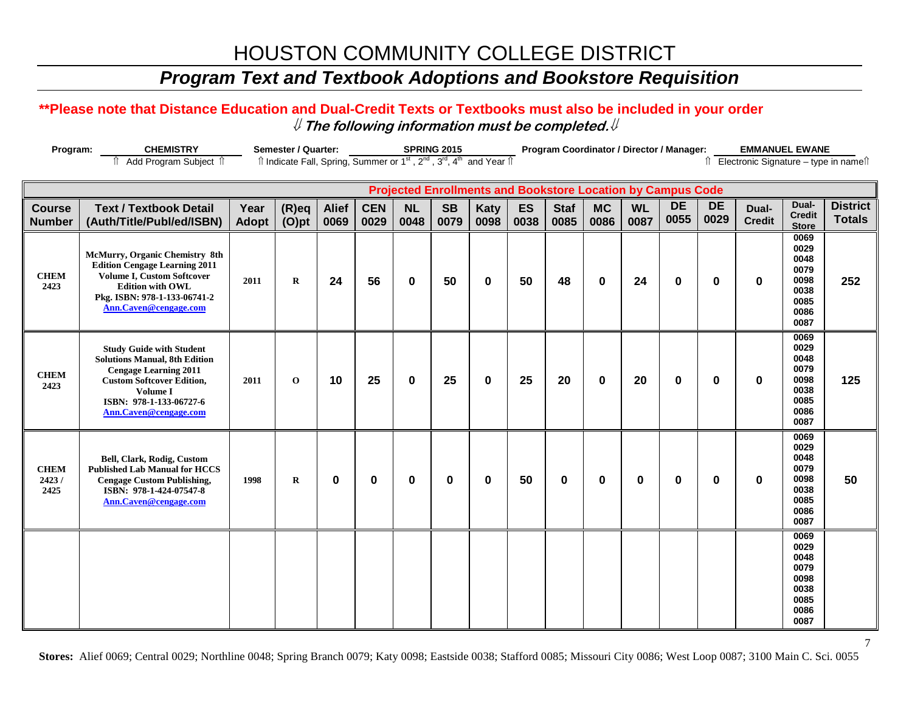# HOUSTON COMMUNITY COLLEGE DISTRICT

## *Program Text and Textbook Adoptions and Bookstore Requisition*

**\*\*Please note that Distance Education and Dual-Credit Texts or Textbooks must also be included in your order**

***⇓ The following information must be completed.⇓***

**Program:** CHEMISTRY — ⇑ Add Program Subject ⇑ **Semester / Quarter:** SPRING 2015 — ⇑ Indicate Fall, Spring, Summer or 1st, 2nd, 3rd, 4th and Year ⇑ **Program Coordinator / Director / Manager:** EMMANUEL EWANE — ⇑ Electronic Signature – type in name⇑

| | | | | Projected Enrollments and Bookstore Location by Campus Code | | | | | | | | | | | | | |
|---|---|---|---|---|---|---|---|---|---|---|---|---|---|---|---|---|---|
| **Course Number** | **Text / Textbook Detail (Auth/Title/Publ/ed/ISBN)** | **Year Adopt** | **(R)eq (O)pt** | **Alief 0069** | **CEN 0029** | **NL 0048** | **SB 0079** | **Katy 0098** | **ES 0038** | **Staf 0085** | **MC 0086** | **WL 0087** | **DE 0055** | **DE 0029** | **Dual-Credit** | **Dual-Credit Store** | **District Totals** |
| CHEM 2423 | McMurry, Organic Chemistry 8th Edition Cengage Learning 2011 Volume I, Custom Softcover Edition with OWL Pkg. ISBN: 978-1-133-06741-2 Ann.Caven@cengage.com | 2011 | R | 24 | 56 | 0 | 50 | 0 | 50 | 48 | 0 | 24 | 0 | 0 | 0 | 0069 0029 0048 0079 0098 0038 0085 0086 0087 | 252 |
| CHEM 2423 | Study Guide with Student Solutions Manual, 8th Edition Cengage Learning 2011 Custom Softcover Edition, Volume I ISBN: 978-1-133-06727-6 Ann.Caven@cengage.com | 2011 | O | 10 | 25 | 0 | 25 | 0 | 25 | 20 | 0 | 20 | 0 | 0 | 0 | 0069 0029 0048 0079 0098 0038 0085 0086 0087 | 125 |
| CHEM 2423 / 2425 | Bell, Clark, Rodig, Custom Published Lab Manual for HCCS Cengage Custom Publishing, ISBN: 978-1-424-07547-8 Ann.Caven@cengage.com | 1998 | R | 0 | 0 | 0 | 0 | 0 | 50 | 0 | 0 | 0 | 0 | 0 | 0 | 0069 0029 0048 0079 0098 0038 0085 0086 0087 | 50 |
| | | | | | | | | | | | | | | | | 0069 0029 0048 0079 0098 0038 0085 0086 0087 | |

**Stores:** Alief 0069; Central 0029; Northline 0048; Spring Branch 0079; Katy 0098; Eastside 0038; Stafford 0085; Missouri City 0086; West Loop 0087; 3100 Main C. Sci. 0055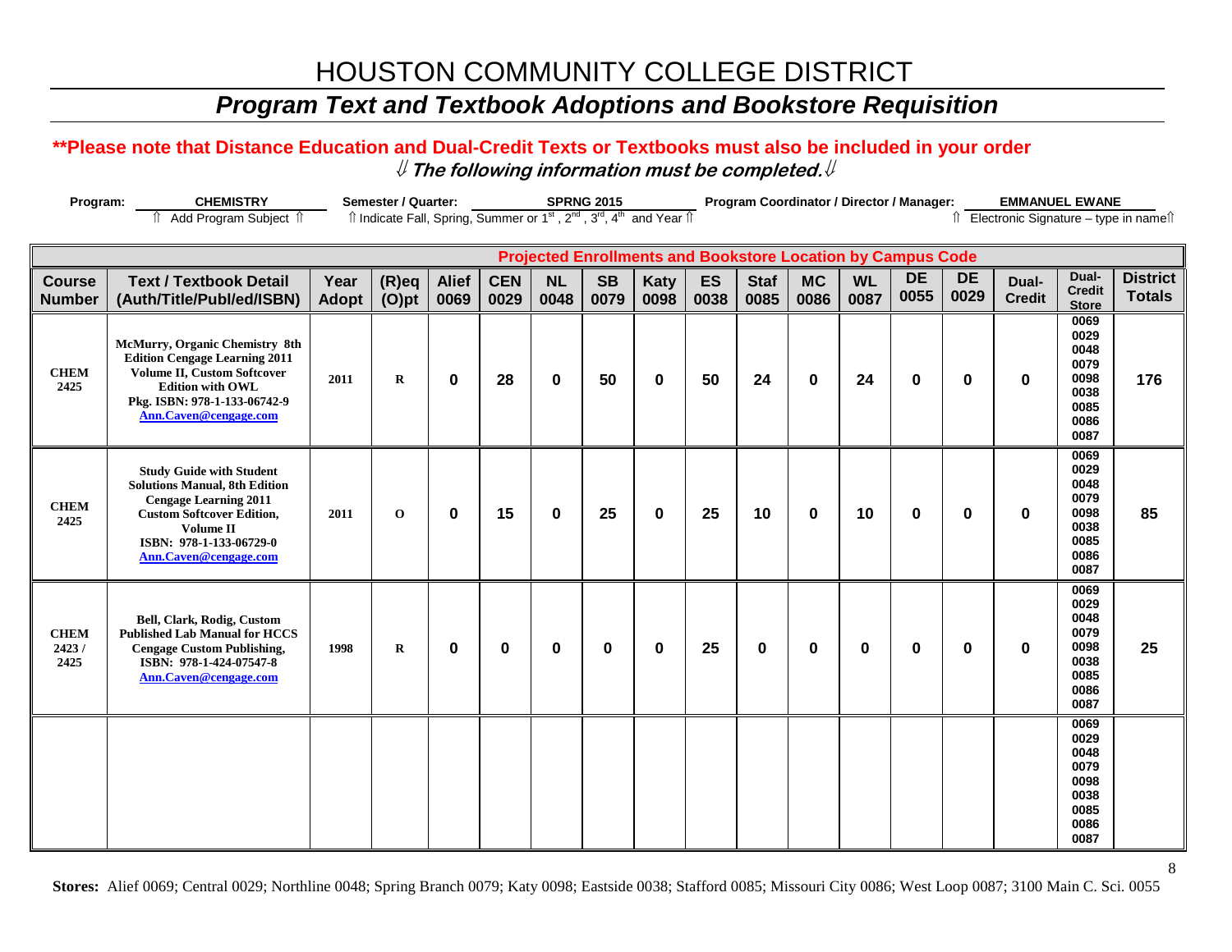# HOUSTON COMMUNITY COLLEGE DISTRICT

## *Program Text and Textbook Adoptions and Bookstore Requisition*

**\*\*Please note that Distance Education and Dual-Credit Texts or Textbooks must also be included in your order**

⇓ ***The following information must be completed.*** ⇓

**Program:** CHEMISTRY — ⇑ Add Program Subject ⇑

**Semester / Quarter:** SPRNG 2015 — ⇑ Indicate Fall, Spring, Summer or 1st, 2nd, 3rd, 4th and Year ⇑

**Program Coordinator / Director / Manager:** EMMANUEL EWANE — ⇑ Electronic Signature – type in name ⇑

| | | | | Projected Enrollments and Bookstore Location by Campus Code | | | | | | | | | | | | | |
|---|---|---|---|---|---|---|---|---|---|---|---|---|---|---|---|---|---|
| **Course Number** | **Text / Textbook Detail (Auth/Title/Publ/ed/ISBN)** | **Year Adopt** | **(R)eq (O)pt** | **Alief 0069** | **CEN 0029** | **NL 0048** | **SB 0079** | **Katy 0098** | **ES 0038** | **Staf 0085** | **MC 0086** | **WL 0087** | **DE 0055** | **DE 0029** | **Dual-Credit** | **Dual-Credit Store** | **District Totals** |
| CHEM 2425 | McMurry, Organic Chemistry 8th Edition Cengage Learning 2011 Volume II, Custom Softcover Edition with OWL Pkg. ISBN: 978-1-133-06742-9 Ann.Caven@cengage.com | 2011 | R | 0 | 28 | 0 | 50 | 0 | 50 | 24 | 0 | 24 | 0 | 0 | 0 | 0069 0029 0048 0079 0098 0038 0085 0086 0087 | 176 |
| CHEM 2425 | Study Guide with Student Solutions Manual, 8th Edition Cengage Learning 2011 Custom Softcover Edition, Volume II ISBN: 978-1-133-06729-0 Ann.Caven@cengage.com | 2011 | O | 0 | 15 | 0 | 25 | 0 | 25 | 10 | 0 | 10 | 0 | 0 | 0 | 0069 0029 0048 0079 0098 0038 0085 0086 0087 | 85 |
| CHEM 2423 / 2425 | Bell, Clark, Rodig, Custom Published Lab Manual for HCCS Cengage Custom Publishing, ISBN: 978-1-424-07547-8 Ann.Caven@cengage.com | 1998 | R | 0 | 0 | 0 | 0 | 0 | 25 | 0 | 0 | 0 | 0 | 0 | 0 | 0069 0029 0048 0079 0098 0038 0085 0086 0087 | 25 |
| | | | | | | | | | | | | | | | | 0069 0029 0048 0079 0098 0038 0085 0086 0087 | |

**Stores:** Alief 0069; Central 0029; Northline 0048; Spring Branch 0079; Katy 0098; Eastside 0038; Stafford 0085; Missouri City 0086; West Loop 0087; 3100 Main C. Sci. 0055